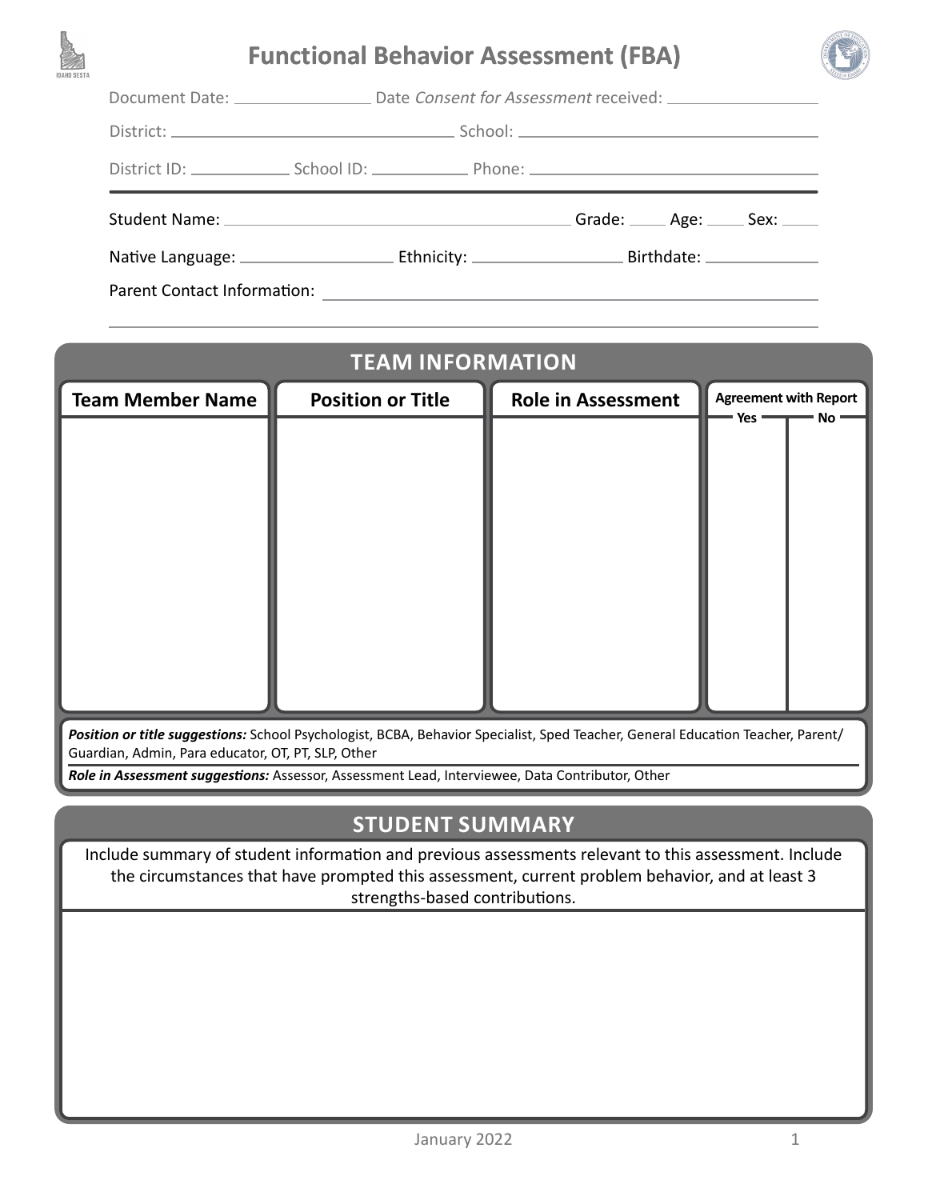# Functional Behavior Assessment (FBA)

Document Date: ______________ Date *Consent for Assessment* received: ______________

District: ______________________________ School: ______________________________

District ID: __________ School ID: __________ Phone: ______________________________

Student Name: ________________________________________ Grade: ____ Age: ____ Sex: ____

Native Language: ______________ Ethnicity: ______________ Birthdate: ____________

Parent Contact Information: ______________________________________________

## TEAM INFORMATION

| Team Member Name | Position or Title | Role in Assessment | Agreement with Report | |
|---|---|---|---|---|
| | | | Yes | No |
| | | | | |

***Position or title suggestions:*** School Psychologist, BCBA, Behavior Specialist, Sped Teacher, General Education Teacher, Parent/Guardian, Admin, Para educator, OT, PT, SLP, Other

***Role in Assessment suggestions:*** Assessor, Assessment Lead, Interviewee, Data Contributor, Other

## STUDENT SUMMARY

Include summary of student information and previous assessments relevant to this assessment. Include the circumstances that have prompted this assessment, current problem behavior, and at least 3 strengths-based contributions.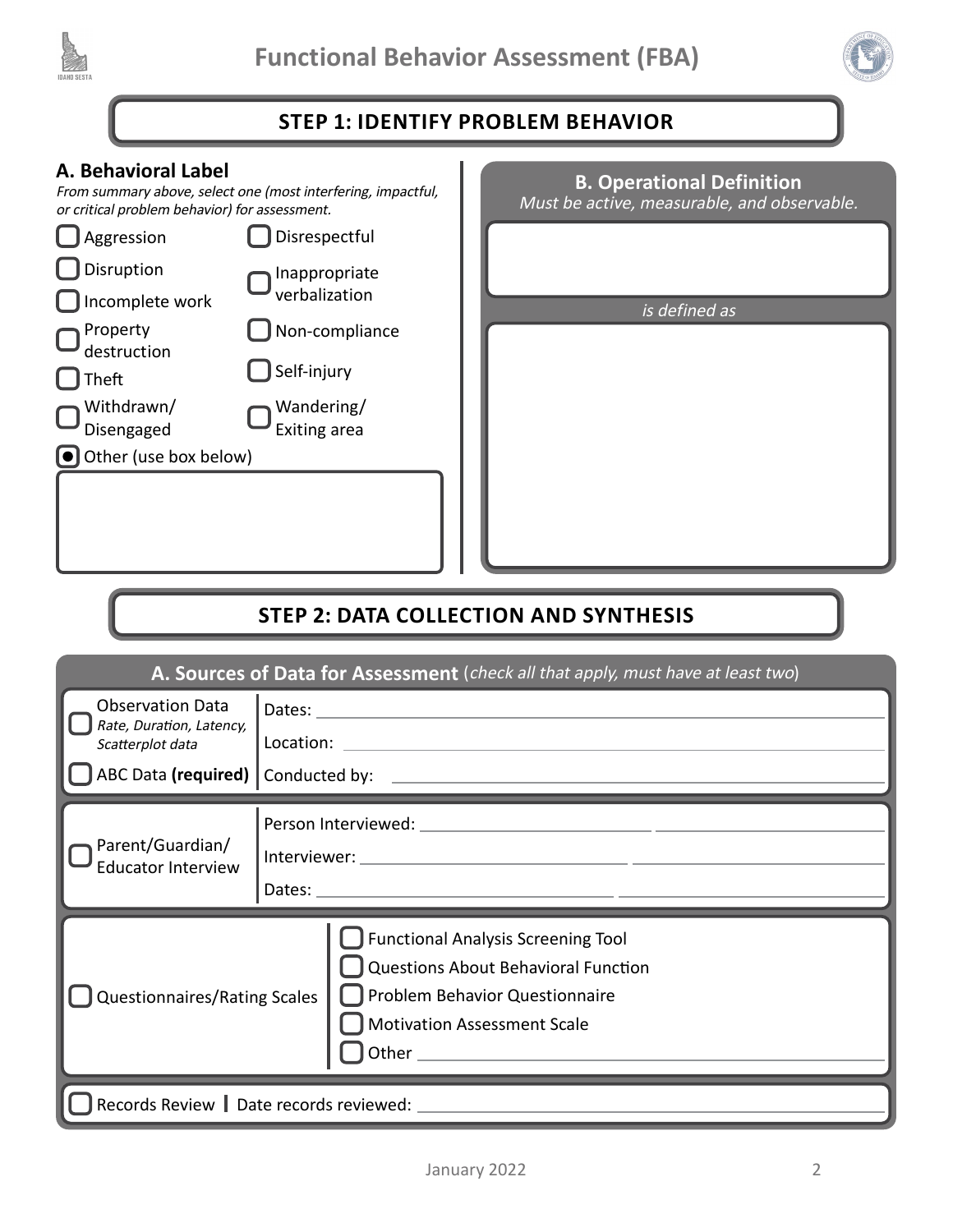# Functional Behavior Assessment (FBA)

## STEP 1: IDENTIFY PROBLEM BEHAVIOR

### A. Behavioral Label

*From summary above, select one (most interfering, impactful, or critical problem behavior) for assessment.*

- ☐ Aggression
- ☐ Disrespectful
- ☐ Disruption
- ☐ Inappropriate verbalization
- ☐ Incomplete work
- ☐ Property destruction
- ☐ Non-compliance
- ☐ Theft
- ☐ Self-injury
- ☐ Withdrawn/Disengaged
- ☐ Wandering/Exiting area
- ☒ Other (use box below)

### B. Operational Definition

*Must be active, measurable, and observable.*

*is defined as*

## STEP 2: DATA COLLECTION AND SYNTHESIS

### A. Sources of Data for Assessment (*check all that apply, must have at least two*)

- ☐ Observation Data *Rate, Duration, Latency, Scatterplot data*
- ☐ ABC Data **(required)**

Dates: ______

Location: ______

Conducted by: ______

- ☐ Parent/Guardian/Educator Interview

Person Interviewed: ______ ______

Interviewer: ______ ______

Dates: ______ ______

- ☐ Questionnaires/Rating Scales
  - ☐ Functional Analysis Screening Tool
  - ☐ Questions About Behavioral Function
  - ☐ Problem Behavior Questionnaire
  - ☐ Motivation Assessment Scale
  - ☐ Other ______

- ☐ Records Review | Date records reviewed: ______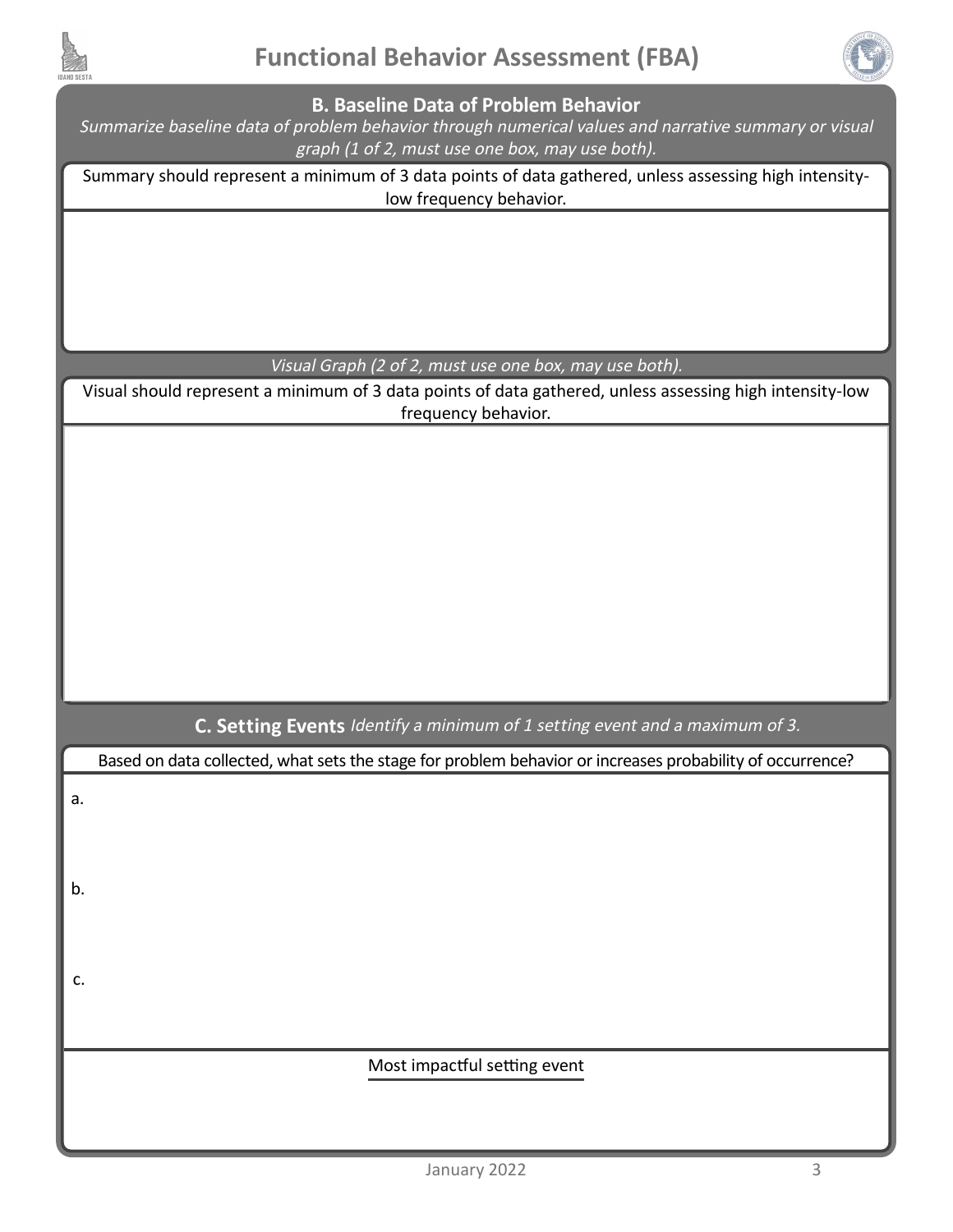## B. Baseline Data of Problem Behavior

*Summarize baseline data of problem behavior through numerical values and narrative summary or visual graph (1 of 2, must use one box, may use both).*

Summary should represent a minimum of 3 data points of data gathered, unless assessing high intensity-low frequency behavior.

*Visual Graph (2 of 2, must use one box, may use both).*

Visual should represent a minimum of 3 data points of data gathered, unless assessing high intensity-low frequency behavior.

## C. Setting Events *Identify a minimum of 1 setting event and a maximum of 3.*

Based on data collected, what sets the stage for problem behavior or increases probability of occurrence?

a.

b.

c.

Most impactful setting event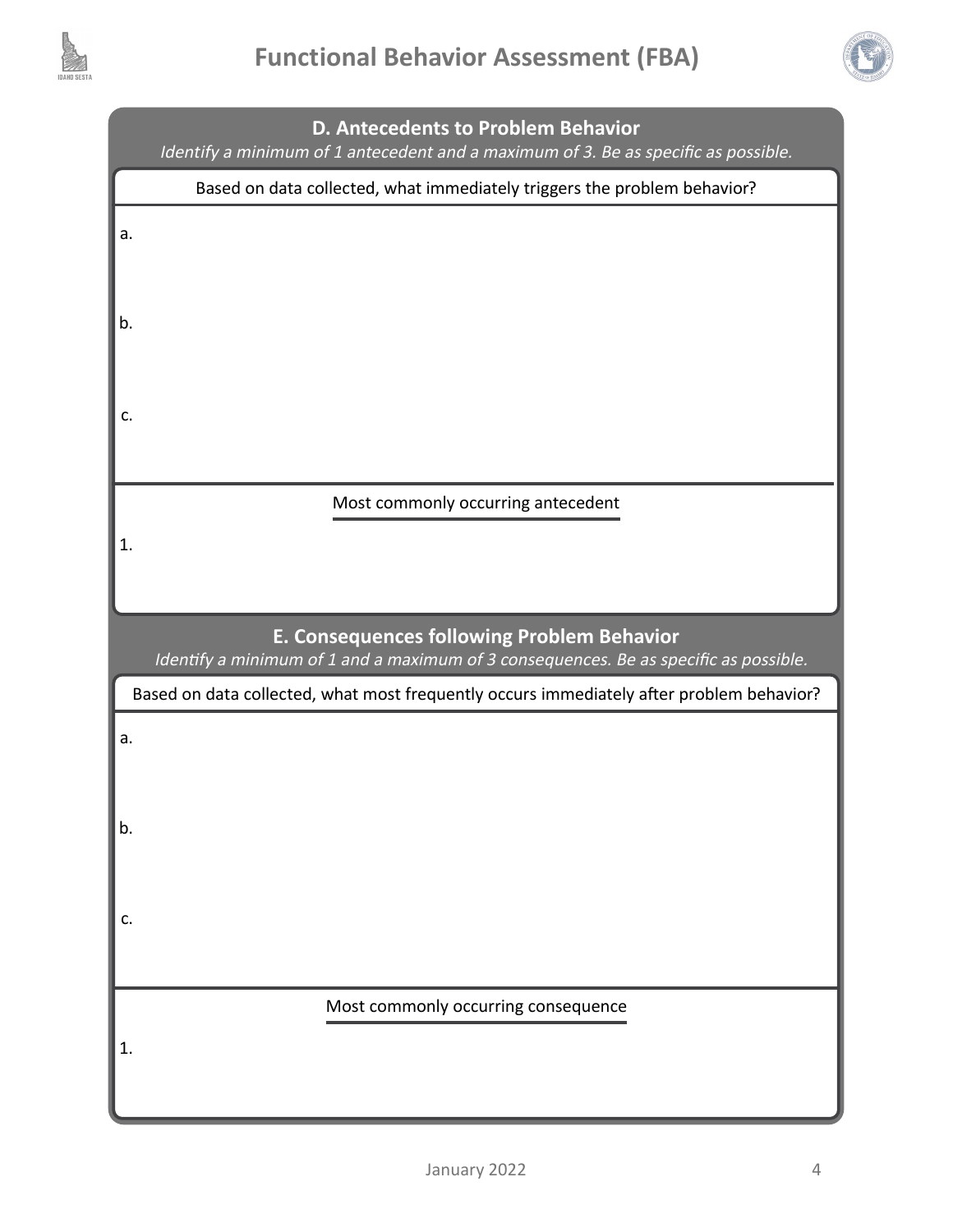## D. Antecedents to Problem Behavior

*Identify a minimum of 1 antecedent and a maximum of 3. Be as specific as possible.*

Based on data collected, what immediately triggers the problem behavior?

a.

b.

c.

Most commonly occurring antecedent

1.

## E. Consequences following Problem Behavior

*Identify a minimum of 1 and a maximum of 3 consequences. Be as specific as possible.*

Based on data collected, what most frequently occurs immediately after problem behavior?

a.

b.

c.

Most commonly occurring consequence

1.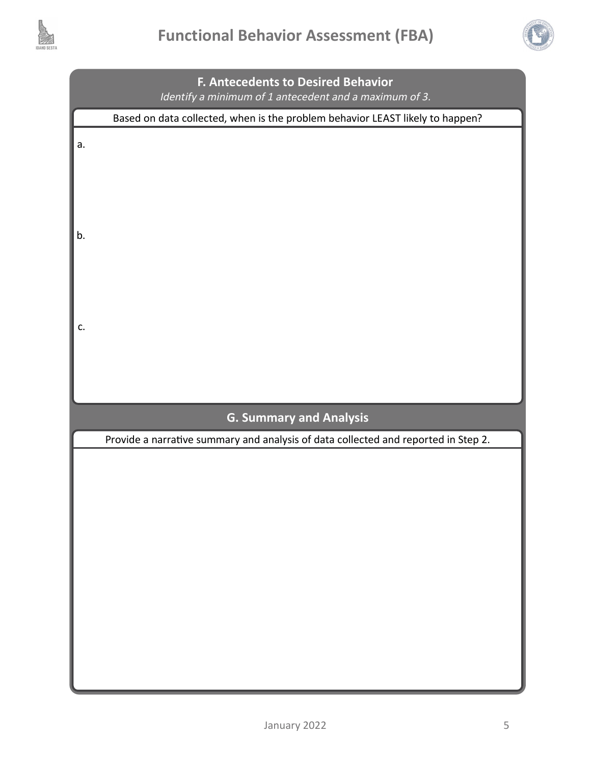## F. Antecedents to Desired Behavior

*Identify a minimum of 1 antecedent and a maximum of 3.*

Based on data collected, when is the problem behavior LEAST likely to happen?

a.

b.

c.

## G. Summary and Analysis

Provide a narrative summary and analysis of data collected and reported in Step 2.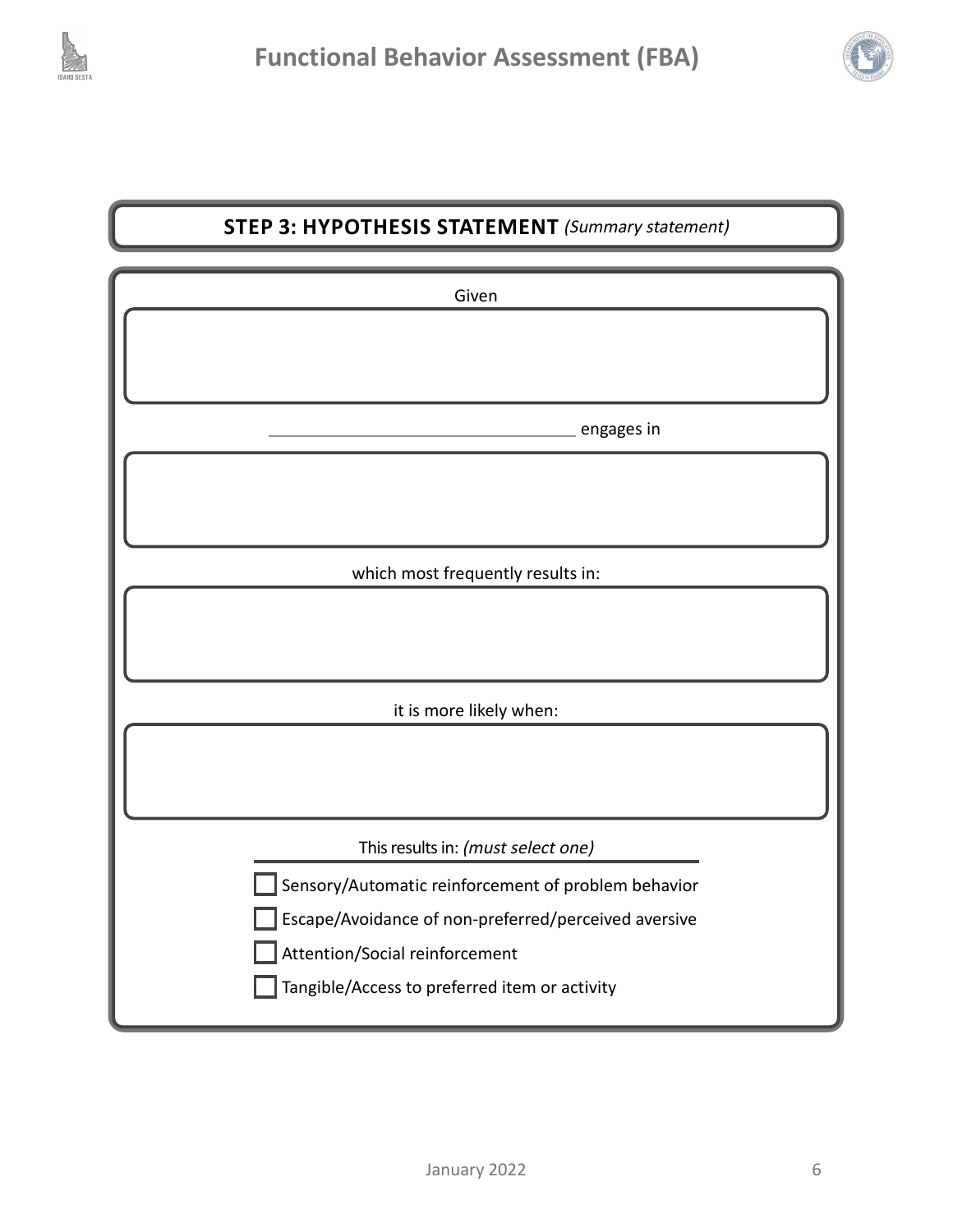## STEP 3: HYPOTHESIS STATEMENT *(Summary statement)*

Given

\_\_\_\_\_\_\_\_\_\_\_\_\_\_\_\_\_\_\_\_\_\_\_\_\_\_\_\_\_\_\_\_\_\_ engages in

which most frequently results in:

it is more likely when:

This results in: *(must select one)*

- ☐ Sensory/Automatic reinforcement of problem behavior
- ☐ Escape/Avoidance of non-preferred/perceived aversive
- ☐ Attention/Social reinforcement
- ☐ Tangible/Access to preferred item or activity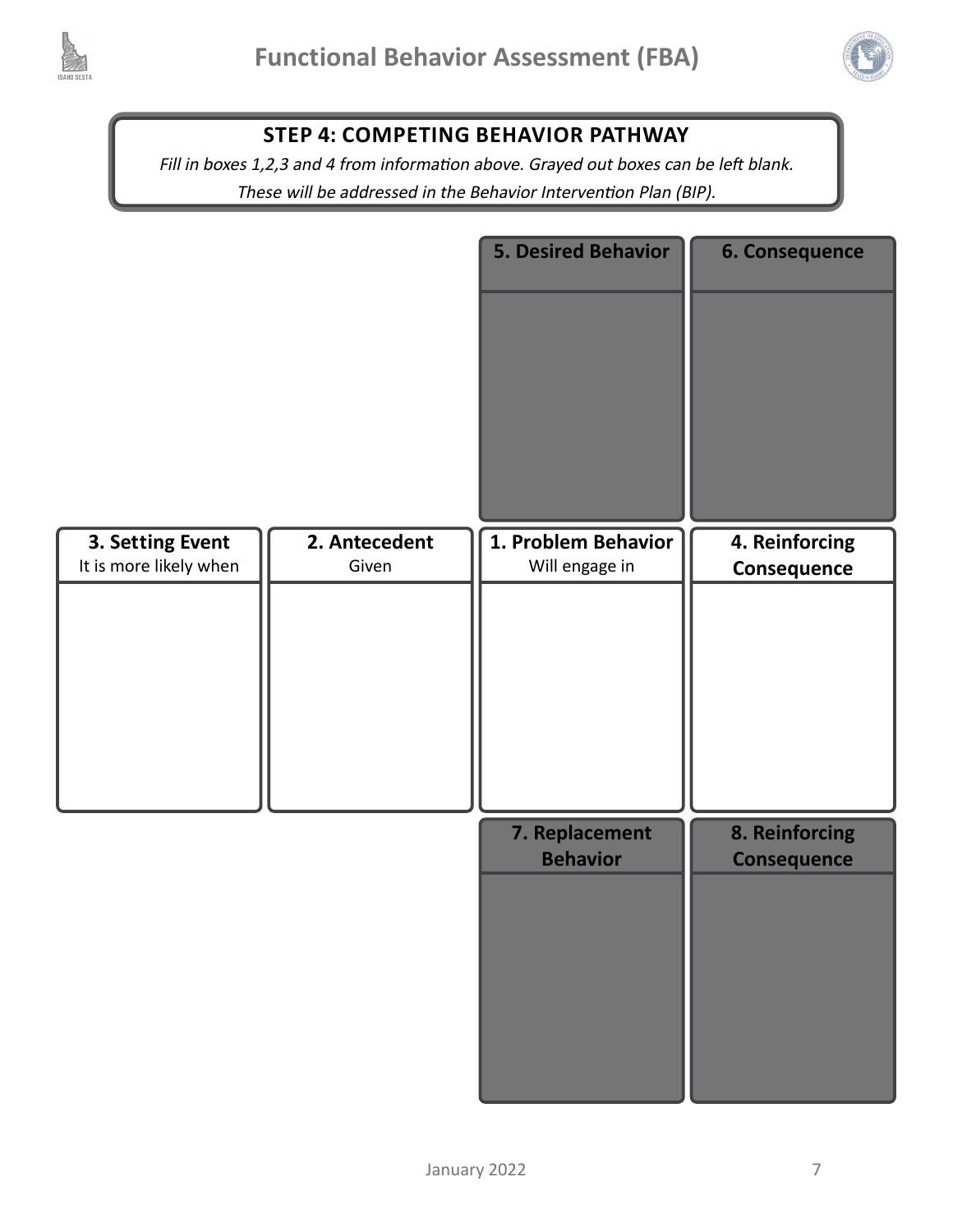## STEP 4: COMPETING BEHAVIOR PATHWAY

*Fill in boxes 1,2,3 and 4 from information above. Grayed out boxes can be left blank.*

*These will be addressed in the Behavior Intervention Plan (BIP).*

| | | | |
|---|---|---|---|
| | | **5. Desired Behavior** | **6. Consequence** |
| **3. Setting Event** It is more likely when | **2. Antecedent** Given | **1. Problem Behavior** Will engage in | **4. Reinforcing Consequence** |
| | | **7. Replacement Behavior** | **8. Reinforcing Consequence** |